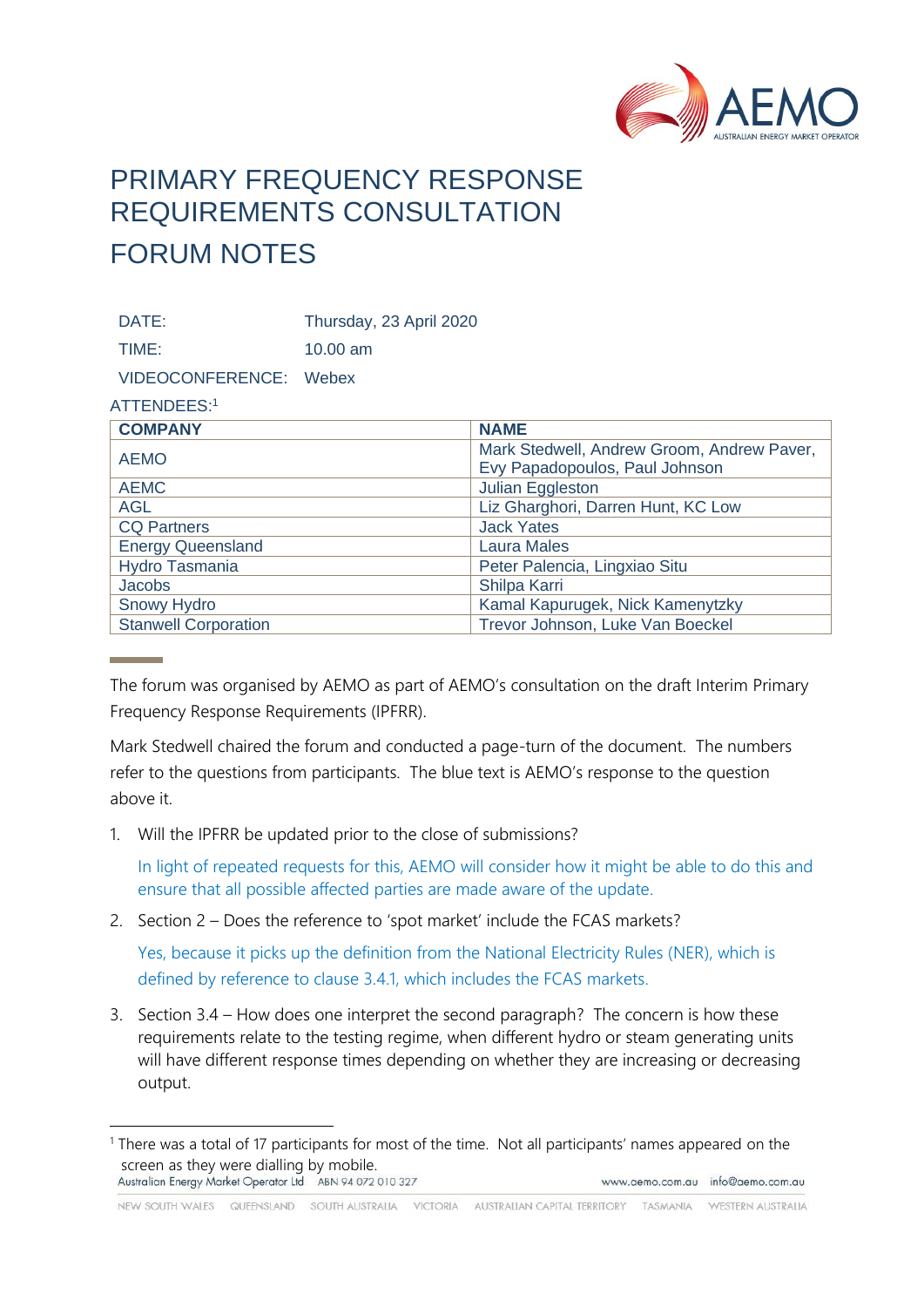# PRIMARY FREQUENCY RESPONSE REQUIREMENTS CONSULTATION

# FORUM NOTES

| | |
|---|---|
| DATE: | Thursday, 23 April 2020 |
| TIME: | 10.00 am |
| VIDEOCONFERENCE: | Webex |

ATTENDEES:[1]

| COMPANY | NAME |
|---|---|
| AEMO | Mark Stedwell, Andrew Groom, Andrew Paver, Evy Papadopoulos, Paul Johnson |
| AEMC | Julian Eggleston |
| AGL | Liz Gharghori, Darren Hunt, KC Low |
| CQ Partners | Jack Yates |
| Energy Queensland | Laura Males |
| Hydro Tasmania | Peter Palencia, Lingxiao Situ |
| Jacobs | Shilpa Karri |
| Snowy Hydro | Kamal Kapurugek, Nick Kamenytzky |
| Stanwell Corporation | Trevor Johnson, Luke Van Boeckel |

The forum was organised by AEMO as part of AEMO's consultation on the draft Interim Primary Frequency Response Requirements (IPFRR).

Mark Stedwell chaired the forum and conducted a page-turn of the document. The numbers refer to the questions from participants. The blue text is AEMO's response to the question above it.

1. Will the IPFRR be updated prior to the close of submissions?

   In light of repeated requests for this, AEMO will consider how it might be able to do this and ensure that all possible affected parties are made aware of the update.

2. Section 2 – Does the reference to 'spot market' include the FCAS markets?

   Yes, because it picks up the definition from the National Electricity Rules (NER), which is defined by reference to clause 3.4.1, which includes the FCAS markets.

3. Section 3.4 – How does one interpret the second paragraph? The concern is how these requirements relate to the testing regime, when different hydro or steam generating units will have different response times depending on whether they are increasing or decreasing output.

[1] There was a total of 17 participants for most of the time. Not all participants' names appeared on the screen as they were dialling by mobile.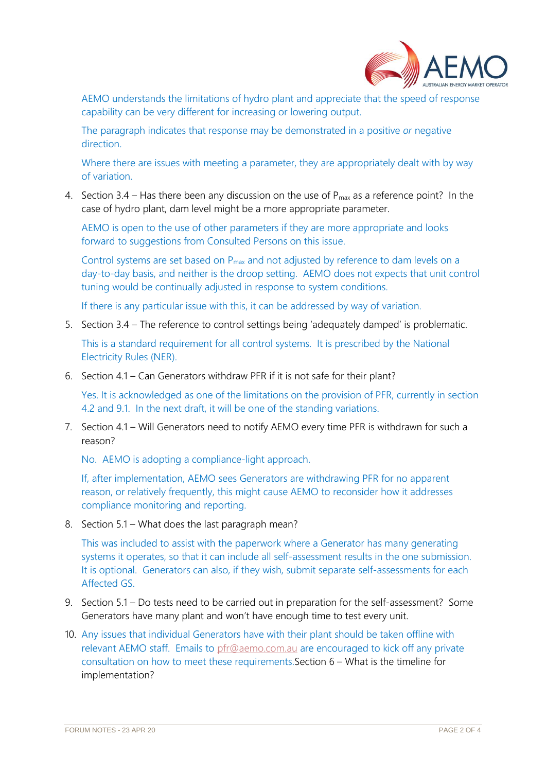AEMO understands the limitations of hydro plant and appreciate that the speed of response capability can be very different for increasing or lowering output.

The paragraph indicates that response may be demonstrated in a positive *or* negative direction.

Where there are issues with meeting a parameter, they are appropriately dealt with by way of variation.

4. Section 3.4 – Has there been any discussion on the use of $P_{max}$ as a reference point? In the case of hydro plant, dam level might be a more appropriate parameter.

   AEMO is open to the use of other parameters if they are more appropriate and looks forward to suggestions from Consulted Persons on this issue.

   Control systems are set based on $P_{max}$ and not adjusted by reference to dam levels on a day-to-day basis, and neither is the droop setting. AEMO does not expects that unit control tuning would be continually adjusted in response to system conditions.

   If there is any particular issue with this, it can be addressed by way of variation.

5. Section 3.4 – The reference to control settings being 'adequately damped' is problematic.

   This is a standard requirement for all control systems. It is prescribed by the National Electricity Rules (NER).

6. Section 4.1 – Can Generators withdraw PFR if it is not safe for their plant?

   Yes. It is acknowledged as one of the limitations on the provision of PFR, currently in section 4.2 and 9.1. In the next draft, it will be one of the standing variations.

7. Section 4.1 – Will Generators need to notify AEMO every time PFR is withdrawn for such a reason?

   No. AEMO is adopting a compliance-light approach.

   If, after implementation, AEMO sees Generators are withdrawing PFR for no apparent reason, or relatively frequently, this might cause AEMO to reconsider how it addresses compliance monitoring and reporting.

8. Section 5.1 – What does the last paragraph mean?

   This was included to assist with the paperwork where a Generator has many generating systems it operates, so that it can include all self-assessment results in the one submission. It is optional. Generators can also, if they wish, submit separate self-assessments for each Affected GS.

9. Section 5.1 – Do tests need to be carried out in preparation for the self-assessment? Some Generators have many plant and won't have enough time to test every unit.

10. Any issues that individual Generators have with their plant should be taken offline with relevant AEMO staff. Emails to pfr@aemo.com.au are encouraged to kick off any private consultation on how to meet these requirements.Section 6 – What is the timeline for implementation?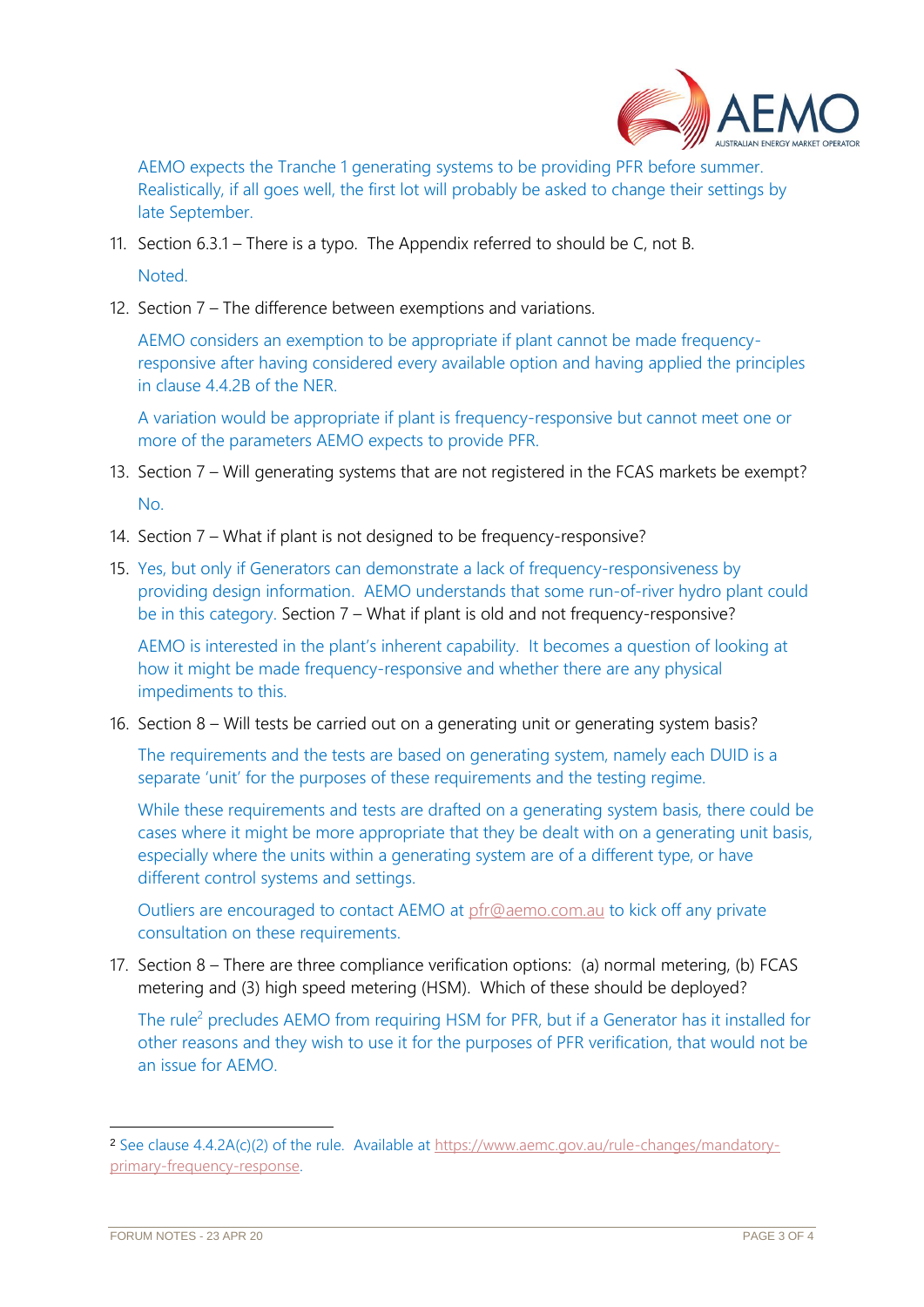AEMO expects the Tranche 1 generating systems to be providing PFR before summer. Realistically, if all goes well, the first lot will probably be asked to change their settings by late September.

11. Section 6.3.1 – There is a typo. The Appendix referred to should be C, not B.

    Noted.

12. Section 7 – The difference between exemptions and variations.

    AEMO considers an exemption to be appropriate if plant cannot be made frequency-responsive after having considered every available option and having applied the principles in clause 4.4.2B of the NER.

    A variation would be appropriate if plant is frequency-responsive but cannot meet one or more of the parameters AEMO expects to provide PFR.

13. Section 7 – Will generating systems that are not registered in the FCAS markets be exempt?

    No.

14. Section 7 – What if plant is not designed to be frequency-responsive?

15. Yes, but only if Generators can demonstrate a lack of frequency-responsiveness by providing design information. AEMO understands that some run-of-river hydro plant could be in this category. Section 7 – What if plant is old and not frequency-responsive?

    AEMO is interested in the plant's inherent capability. It becomes a question of looking at how it might be made frequency-responsive and whether there are any physical impediments to this.

16. Section 8 – Will tests be carried out on a generating unit or generating system basis?

    The requirements and the tests are based on generating system, namely each DUID is a separate 'unit' for the purposes of these requirements and the testing regime.

    While these requirements and tests are drafted on a generating system basis, there could be cases where it might be more appropriate that they be dealt with on a generating unit basis, especially where the units within a generating system are of a different type, or have different control systems and settings.

    Outliers are encouraged to contact AEMO at pfr@aemo.com.au to kick off any private consultation on these requirements.

17. Section 8 – There are three compliance verification options: (a) normal metering, (b) FCAS metering and (3) high speed metering (HSM). Which of these should be deployed?

    The rule[2] precludes AEMO from requiring HSM for PFR, but if a Generator has it installed for other reasons and they wish to use it for the purposes of PFR verification, that would not be an issue for AEMO.

---

[2] See clause 4.4.2A(c)(2) of the rule. Available at https://www.aemc.gov.au/rule-changes/mandatory-primary-frequency-response.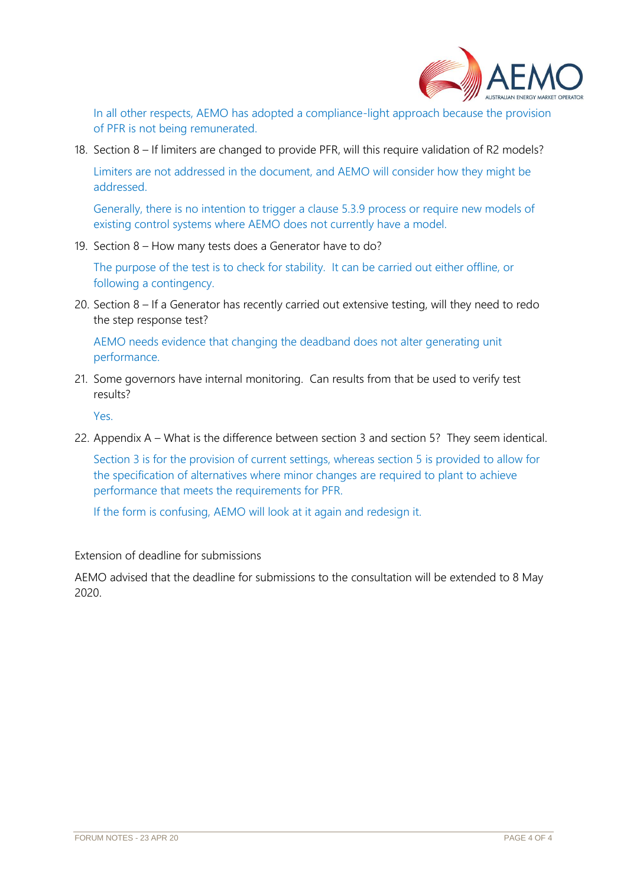In all other respects, AEMO has adopted a compliance-light approach because the provision of PFR is not being remunerated.

18. Section 8 – If limiters are changed to provide PFR, will this require validation of R2 models?

    Limiters are not addressed in the document, and AEMO will consider how they might be addressed.

    Generally, there is no intention to trigger a clause 5.3.9 process or require new models of existing control systems where AEMO does not currently have a model.

19. Section 8 – How many tests does a Generator have to do?

    The purpose of the test is to check for stability. It can be carried out either offline, or following a contingency.

20. Section 8 – If a Generator has recently carried out extensive testing, will they need to redo the step response test?

    AEMO needs evidence that changing the deadband does not alter generating unit performance.

21. Some governors have internal monitoring. Can results from that be used to verify test results?

    Yes.

22. Appendix A – What is the difference between section 3 and section 5? They seem identical.

    Section 3 is for the provision of current settings, whereas section 5 is provided to allow for the specification of alternatives where minor changes are required to plant to achieve performance that meets the requirements for PFR.

    If the form is confusing, AEMO will look at it again and redesign it.

Extension of deadline for submissions

AEMO advised that the deadline for submissions to the consultation will be extended to 8 May 2020.